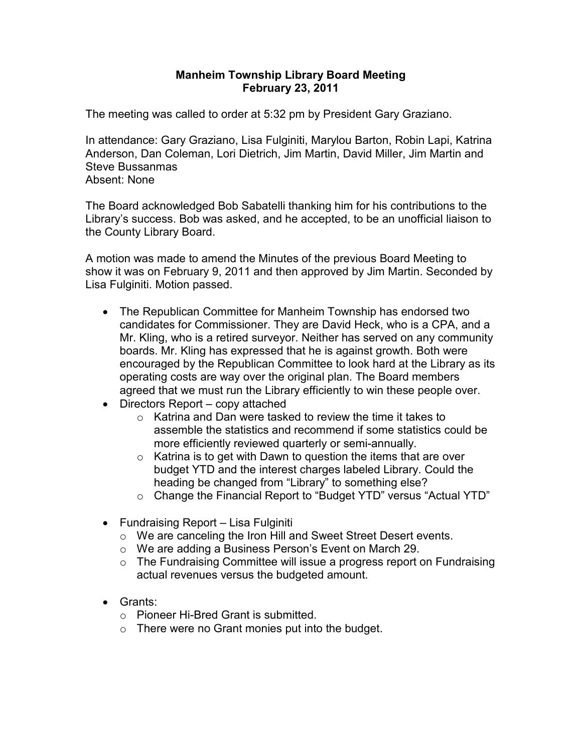**Manheim Township Library Board Meeting**
**February 23, 2011**

The meeting was called to order at 5:32 pm by President Gary Graziano.

In attendance: Gary Graziano, Lisa Fulginiti, Marylou Barton, Robin Lapi, Katrina Anderson, Dan Coleman, Lori Dietrich, Jim Martin, David Miller, Jim Martin and Steve Bussanmas
Absent: None

The Board acknowledged Bob Sabatelli thanking him for his contributions to the Library's success. Bob was asked, and he accepted, to be an unofficial liaison to the County Library Board.

A motion was made to amend the Minutes of the previous Board Meeting to show it was on February 9, 2011 and then approved by Jim Martin. Seconded by Lisa Fulginiti. Motion passed.

- The Republican Committee for Manheim Township has endorsed two candidates for Commissioner. They are David Heck, who is a CPA, and a Mr. Kling, who is a retired surveyor. Neither has served on any community boards. Mr. Kling has expressed that he is against growth. Both were encouraged by the Republican Committee to look hard at the Library as its operating costs are way over the original plan. The Board members agreed that we must run the Library efficiently to win these people over.
- Directors Report – copy attached
  - Katrina and Dan were tasked to review the time it takes to assemble the statistics and recommend if some statistics could be more efficiently reviewed quarterly or semi-annually.
  - Katrina is to get with Dawn to question the items that are over budget YTD and the interest charges labeled Library. Could the heading be changed from "Library" to something else?
  - Change the Financial Report to "Budget YTD" versus "Actual YTD"

- Fundraising Report – Lisa Fulginiti
  - We are canceling the Iron Hill and Sweet Street Desert events.
  - We are adding a Business Person's Event on March 29.
  - The Fundraising Committee will issue a progress report on Fundraising actual revenues versus the budgeted amount.

- Grants:
  - Pioneer Hi-Bred Grant is submitted.
  - There were no Grant monies put into the budget.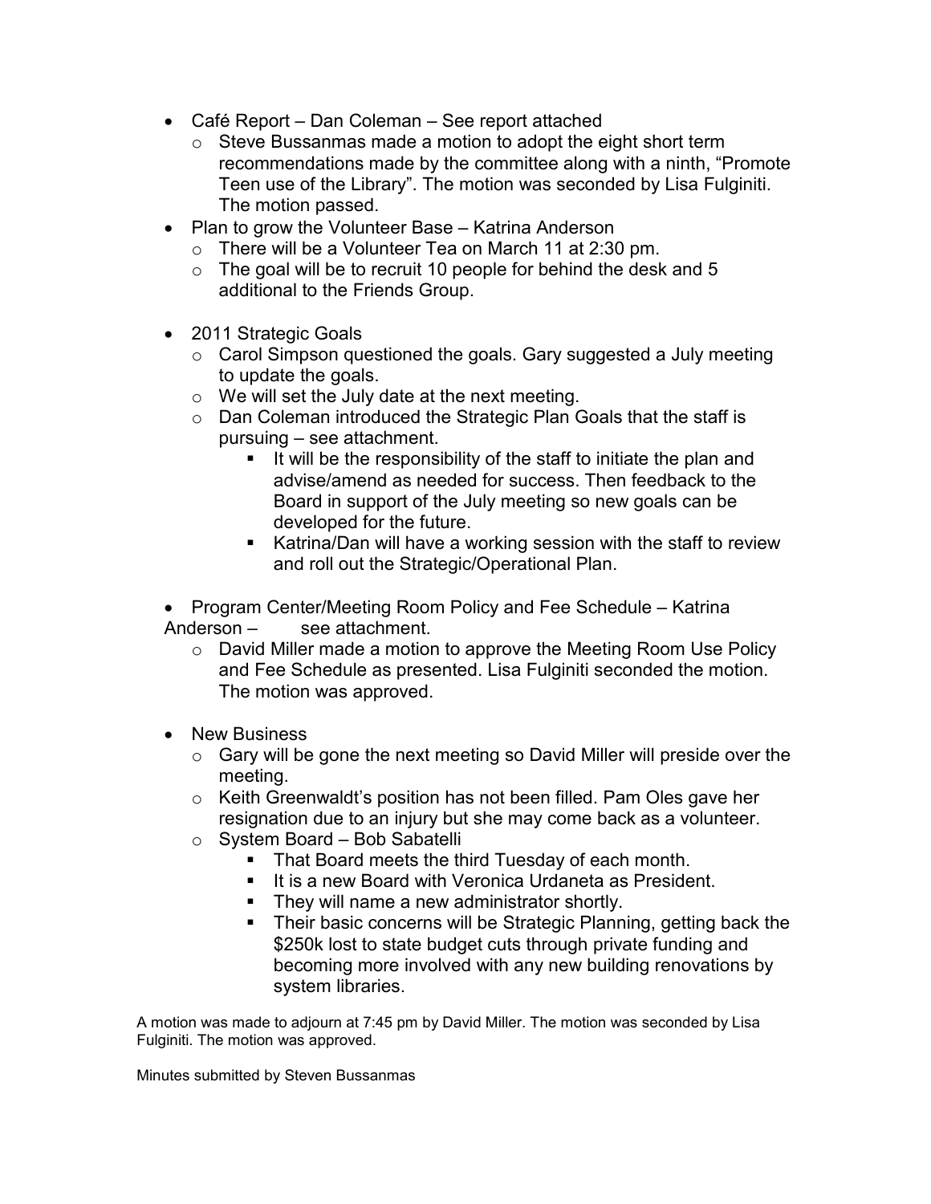- Café Report – Dan Coleman – See report attached
  - Steve Bussanmas made a motion to adopt the eight short term recommendations made by the committee along with a ninth, "Promote Teen use of the Library". The motion was seconded by Lisa Fulginiti. The motion passed.
- Plan to grow the Volunteer Base – Katrina Anderson
  - There will be a Volunteer Tea on March 11 at 2:30 pm.
  - The goal will be to recruit 10 people for behind the desk and 5 additional to the Friends Group.
- 2011 Strategic Goals
  - Carol Simpson questioned the goals. Gary suggested a July meeting to update the goals.
  - We will set the July date at the next meeting.
  - Dan Coleman introduced the Strategic Plan Goals that the staff is pursuing – see attachment.
    - It will be the responsibility of the staff to initiate the plan and advise/amend as needed for success. Then feedback to the Board in support of the July meeting so new goals can be developed for the future.
    - Katrina/Dan will have a working session with the staff to review and roll out the Strategic/Operational Plan.
- Program Center/Meeting Room Policy and Fee Schedule – Katrina Anderson – see attachment.
  - David Miller made a motion to approve the Meeting Room Use Policy and Fee Schedule as presented. Lisa Fulginiti seconded the motion. The motion was approved.
- New Business
  - Gary will be gone the next meeting so David Miller will preside over the meeting.
  - Keith Greenwaldt's position has not been filled. Pam Oles gave her resignation due to an injury but she may come back as a volunteer.
  - System Board – Bob Sabatelli
    - That Board meets the third Tuesday of each month.
    - It is a new Board with Veronica Urdaneta as President.
    - They will name a new administrator shortly.
    - Their basic concerns will be Strategic Planning, getting back the $250k lost to state budget cuts through private funding and becoming more involved with any new building renovations by system libraries.

A motion was made to adjourn at 7:45 pm by David Miller. The motion was seconded by Lisa Fulginiti. The motion was approved.

Minutes submitted by Steven Bussanmas